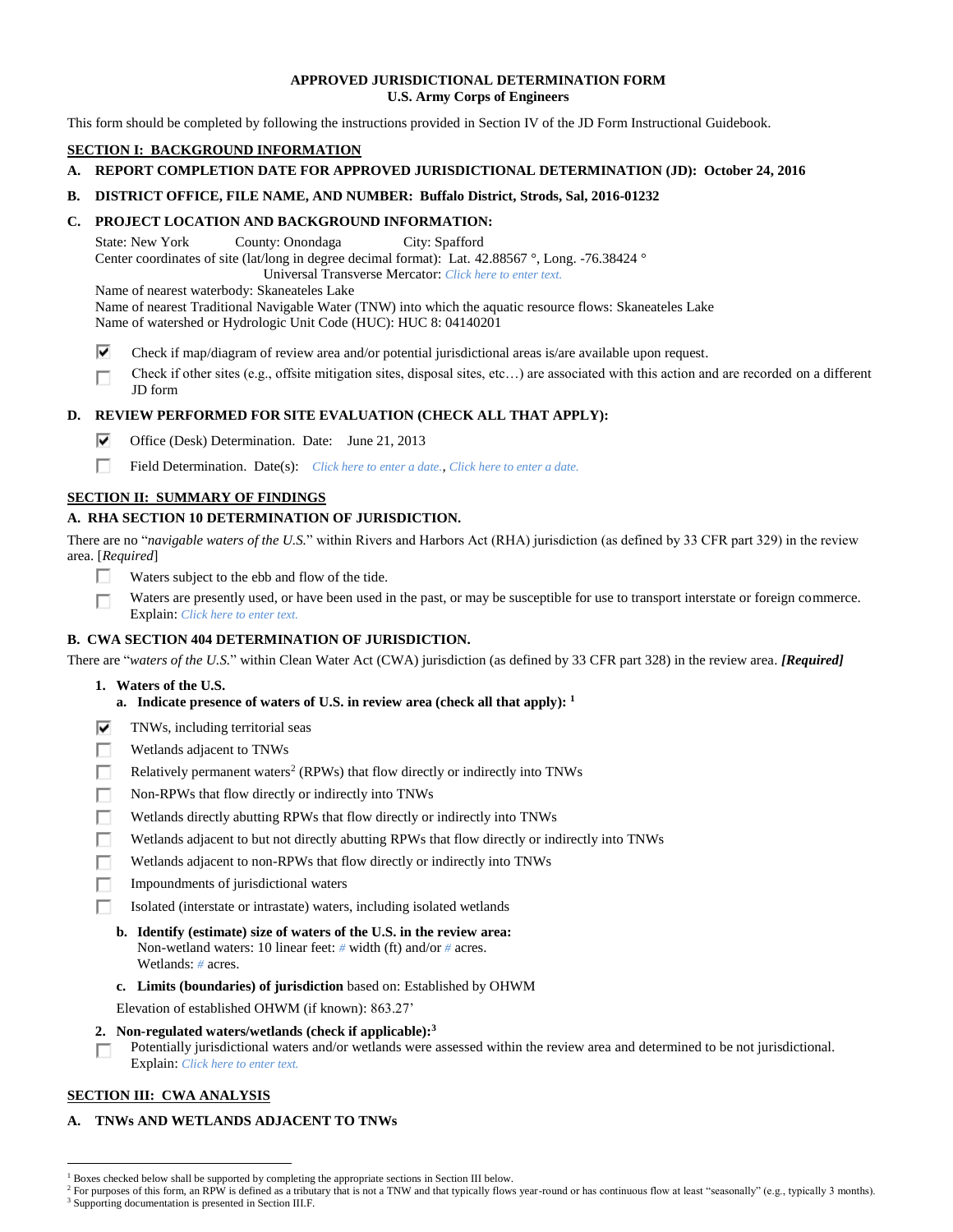# APPROVED JURISDICTIONAL DETERMINATION FORM
## U.S. Army Corps of Engineers

This form should be completed by following the instructions provided in Section IV of the JD Form Instructional Guidebook.

## SECTION I: BACKGROUND INFORMATION

**A. REPORT COMPLETION DATE FOR APPROVED JURISDICTIONAL DETERMINATION (JD): October 24, 2016**

**B. DISTRICT OFFICE, FILE NAME, AND NUMBER: Buffalo District, Strods, Sal, 2016-01232**

**C. PROJECT LOCATION AND BACKGROUND INFORMATION:**

State: New York County: Onondaga City: Spafford
Center coordinates of site (lat/long in degree decimal format): Lat. 42.88567 °, Long. -76.38424 °
Universal Transverse Mercator: *Click here to enter text.*
Name of nearest waterbody: Skaneateles Lake
Name of nearest Traditional Navigable Water (TNW) into which the aquatic resource flows: Skaneateles Lake
Name of watershed or Hydrologic Unit Code (HUC): HUC 8: 04140201

- [x] Check if map/diagram of review area and/or potential jurisdictional areas is/are available upon request.
- [ ] Check if other sites (e.g., offsite mitigation sites, disposal sites, etc…) are associated with this action and are recorded on a different JD form

**D. REVIEW PERFORMED FOR SITE EVALUATION (CHECK ALL THAT APPLY):**

- [x] Office (Desk) Determination. Date: June 21, 2013
- [ ] Field Determination. Date(s): *Click here to enter a date.*, *Click here to enter a date.*

## SECTION II: SUMMARY OF FINDINGS

**A. RHA SECTION 10 DETERMINATION OF JURISDICTION.**

There are no "*navigable waters of the U.S.*" within Rivers and Harbors Act (RHA) jurisdiction (as defined by 33 CFR part 329) in the review area. [*Required*]

- [ ] Waters subject to the ebb and flow of the tide.
- [ ] Waters are presently used, or have been used in the past, or may be susceptible for use to transport interstate or foreign commerce. Explain: *Click here to enter text.*

**B. CWA SECTION 404 DETERMINATION OF JURISDICTION.**

There are "*waters of the U.S.*" within Clean Water Act (CWA) jurisdiction (as defined by 33 CFR part 328) in the review area. ***[Required]***

**1. Waters of the U.S.**

**a. Indicate presence of waters of U.S. in review area (check all that apply):** [1]

- [x] TNWs, including territorial seas
- [ ] Wetlands adjacent to TNWs
- [ ] Relatively permanent waters[2] (RPWs) that flow directly or indirectly into TNWs
- [ ] Non-RPWs that flow directly or indirectly into TNWs
- [ ] Wetlands directly abutting RPWs that flow directly or indirectly into TNWs
- [ ] Wetlands adjacent to but not directly abutting RPWs that flow directly or indirectly into TNWs
- [ ] Wetlands adjacent to non-RPWs that flow directly or indirectly into TNWs
- [ ] Impoundments of jurisdictional waters
- [ ] Isolated (interstate or intrastate) waters, including isolated wetlands

**b. Identify (estimate) size of waters of the U.S. in the review area:**
Non-wetland waters: 10 linear feet: # width (ft) and/or # acres.
Wetlands: # acres.

**c. Limits (boundaries) of jurisdiction** based on: Established by OHWM

Elevation of established OHWM (if known): 863.27'

**2. Non-regulated waters/wetlands (check if applicable):**[3]

- [ ] Potentially jurisdictional waters and/or wetlands were assessed within the review area and determined to be not jurisdictional. Explain: *Click here to enter text.*

## SECTION III: CWA ANALYSIS

**A. TNWs AND WETLANDS ADJACENT TO TNWs**

---

[1] Boxes checked below shall be supported by completing the appropriate sections in Section III below.
[2] For purposes of this form, an RPW is defined as a tributary that is not a TNW and that typically flows year-round or has continuous flow at least "seasonally" (e.g., typically 3 months).
[3] Supporting documentation is presented in Section III.F.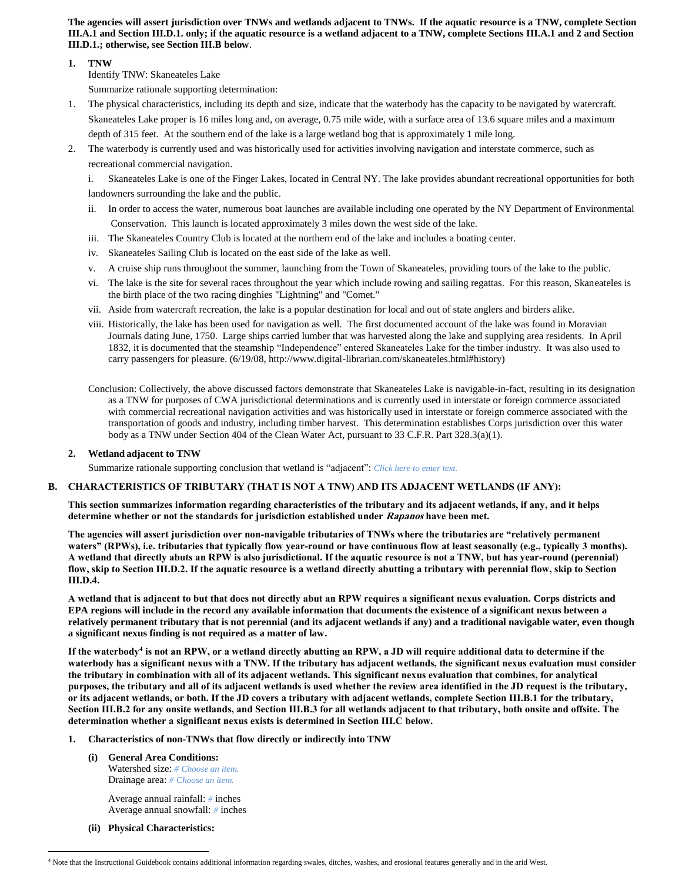**The agencies will assert jurisdiction over TNWs and wetlands adjacent to TNWs. If the aquatic resource is a TNW, complete Section III.A.1 and Section III.D.1. only; if the aquatic resource is a wetland adjacent to a TNW, complete Sections III.A.1 and 2 and Section III.D.1.; otherwise, see Section III.B below**.

**1. TNW**

Identify TNW: Skaneateles Lake

Summarize rationale supporting determination:

1. The physical characteristics, including its depth and size, indicate that the waterbody has the capacity to be navigated by watercraft. Skaneateles Lake proper is 16 miles long and, on average, 0.75 mile wide, with a surface area of 13.6 square miles and a maximum depth of 315 feet. At the southern end of the lake is a large wetland bog that is approximately 1 mile long.
2. The waterbody is currently used and was historically used for activities involving navigation and interstate commerce, such as recreational commercial navigation.

   i. Skaneateles Lake is one of the Finger Lakes, located in Central NY. The lake provides abundant recreational opportunities for both landowners surrounding the lake and the public.

   ii. In order to access the water, numerous boat launches are available including one operated by the NY Department of Environmental Conservation. This launch is located approximately 3 miles down the west side of the lake.

   iii. The Skaneateles Country Club is located at the northern end of the lake and includes a boating center.

   iv. Skaneateles Sailing Club is located on the east side of the lake as well.

   v. A cruise ship runs throughout the summer, launching from the Town of Skaneateles, providing tours of the lake to the public.

   vi. The lake is the site for several races throughout the year which include rowing and sailing regattas. For this reason, Skaneateles is the birth place of the two racing dinghies "Lightning" and "Comet."

   vii. Aside from watercraft recreation, the lake is a popular destination for local and out of state anglers and birders alike.

   viii. Historically, the lake has been used for navigation as well. The first documented account of the lake was found in Moravian Journals dating June, 1750. Large ships carried lumber that was harvested along the lake and supplying area residents. In April 1832, it is documented that the steamship "Independence" entered Skaneateles Lake for the timber industry. It was also used to carry passengers for pleasure. (6/19/08, http://www.digital-librarian.com/skaneateles.html#history)

   Conclusion: Collectively, the above discussed factors demonstrate that Skaneateles Lake is navigable-in-fact, resulting in its designation as a TNW for purposes of CWA jurisdictional determinations and is currently used in interstate or foreign commerce associated with commercial recreational navigation activities and was historically used in interstate or foreign commerce associated with the transportation of goods and industry, including timber harvest. This determination establishes Corps jurisdiction over this water body as a TNW under Section 404 of the Clean Water Act, pursuant to 33 C.F.R. Part 328.3(a)(1).

**2. Wetland adjacent to TNW**

Summarize rationale supporting conclusion that wetland is "adjacent": *Click here to enter text.*

**B. CHARACTERISTICS OF TRIBUTARY (THAT IS NOT A TNW) AND ITS ADJACENT WETLANDS (IF ANY):**

**This section summarizes information regarding characteristics of the tributary and its adjacent wetlands, if any, and it helps determine whether or not the standards for jurisdiction established under *Rapanos* have been met.**

**The agencies will assert jurisdiction over non-navigable tributaries of TNWs where the tributaries are "relatively permanent waters" (RPWs), i.e. tributaries that typically flow year-round or have continuous flow at least seasonally (e.g., typically 3 months). A wetland that directly abuts an RPW is also jurisdictional. If the aquatic resource is not a TNW, but has year-round (perennial) flow, skip to Section III.D.2. If the aquatic resource is a wetland directly abutting a tributary with perennial flow, skip to Section III.D.4.**

**A wetland that is adjacent to but that does not directly abut an RPW requires a significant nexus evaluation. Corps districts and EPA regions will include in the record any available information that documents the existence of a significant nexus between a relatively permanent tributary that is not perennial (and its adjacent wetlands if any) and a traditional navigable water, even though a significant nexus finding is not required as a matter of law.**

**If the waterbody[4] is not an RPW, or a wetland directly abutting an RPW, a JD will require additional data to determine if the waterbody has a significant nexus with a TNW. If the tributary has adjacent wetlands, the significant nexus evaluation must consider the tributary in combination with all of its adjacent wetlands. This significant nexus evaluation that combines, for analytical purposes, the tributary and all of its adjacent wetlands is used whether the review area identified in the JD request is the tributary, or its adjacent wetlands, or both. If the JD covers a tributary with adjacent wetlands, complete Section III.B.1 for the tributary, Section III.B.2 for any onsite wetlands, and Section III.B.3 for all wetlands adjacent to that tributary, both onsite and offsite. The determination whether a significant nexus exists is determined in Section III.C below.**

**1. Characteristics of non-TNWs that flow directly or indirectly into TNW**

**(i) General Area Conditions:**

Watershed size: *# Choose an item.*
Drainage area: *# Choose an item.*

Average annual rainfall: # inches
Average annual snowfall: # inches

**(ii) Physical Characteristics:**

[4] Note that the Instructional Guidebook contains additional information regarding swales, ditches, washes, and erosional features generally and in the arid West.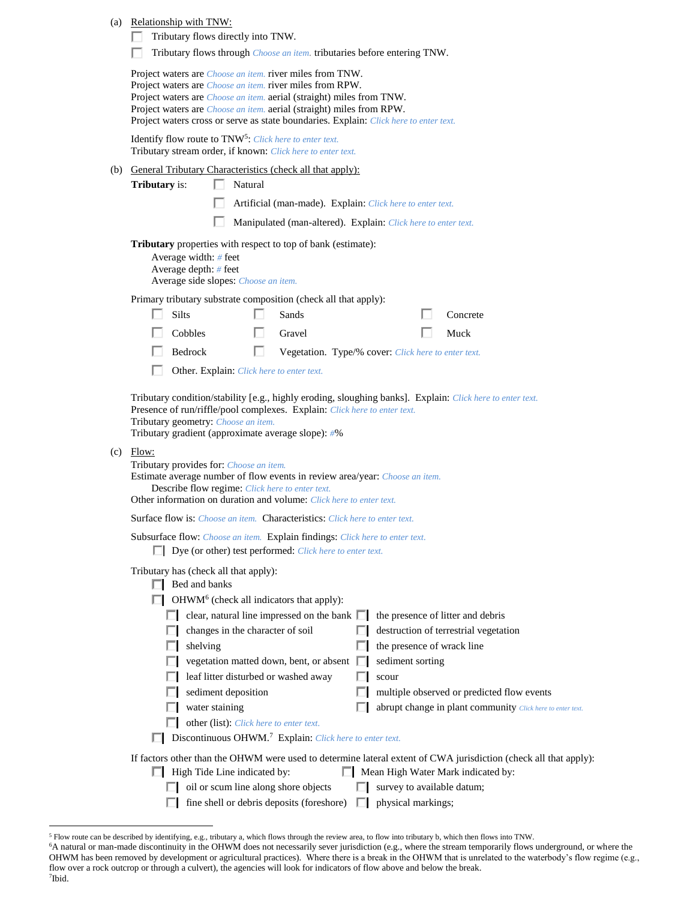(a) Relationship with TNW:

- ☐ Tributary flows directly into TNW.
- ☐ Tributary flows through *Choose an item.* tributaries before entering TNW.

Project waters are *Choose an item.* river miles from TNW.
Project waters are *Choose an item.* river miles from RPW.
Project waters are *Choose an item.* aerial (straight) miles from TNW.
Project waters are *Choose an item.* aerial (straight) miles from RPW.
Project waters cross or serve as state boundaries. Explain: *Click here to enter text.*

Identify flow route to TNW[5]: *Click here to enter text.*
Tributary stream order, if known: *Click here to enter text.*

(b) General Tributary Characteristics (check all that apply):

**Tributary** is:
- ☐ Natural
- ☐ Artificial (man-made). Explain: *Click here to enter text.*
- ☐ Manipulated (man-altered). Explain: *Click here to enter text.*

**Tributary** properties with respect to top of bank (estimate):
Average width: *#* feet
Average depth: *#* feet
Average side slopes: *Choose an item.*

Primary tributary substrate composition (check all that apply):

- ☐ Silts
- ☐ Sands
- ☐ Concrete
- ☐ Cobbles
- ☐ Gravel
- ☐ Muck
- ☐ Bedrock
- ☐ Vegetation. Type/% cover: *Click here to enter text.*
- ☐ Other. Explain: *Click here to enter text.*

Tributary condition/stability [e.g., highly eroding, sloughing banks]. Explain: *Click here to enter text.*
Presence of run/riffle/pool complexes. Explain: *Click here to enter text.*
Tributary geometry: *Choose an item.*
Tributary gradient (approximate average slope): *#*%

(c) Flow:

Tributary provides for: *Choose an item.*
Estimate average number of flow events in review area/year: *Choose an item.*
Describe flow regime: *Click here to enter text.*
Other information on duration and volume: *Click here to enter text.*

Surface flow is: *Choose an item.* Characteristics: *Click here to enter text.*

Subsurface flow: *Choose an item.* Explain findings: *Click here to enter text.*
- ☐ Dye (or other) test performed: *Click here to enter text.*

Tributary has (check all that apply):
- ☐ Bed and banks
- ☐ OHWM[6] (check all indicators that apply):
  - ☐ clear, natural line impressed on the bank
  - ☐ the presence of litter and debris
  - ☐ changes in the character of soil
  - ☐ destruction of terrestrial vegetation
  - ☐ shelving
  - ☐ the presence of wrack line
  - ☐ vegetation matted down, bent, or absent
  - ☐ sediment sorting
  - ☐ leaf litter disturbed or washed away
  - ☐ scour
  - ☐ sediment deposition
  - ☐ multiple observed or predicted flow events
  - ☐ water staining
  - ☐ abrupt change in plant community *Click here to enter text.*
  - ☐ other (list): *Click here to enter text.*
- ☐ Discontinuous OHWM.[7] Explain: *Click here to enter text.*

If factors other than the OHWM were used to determine lateral extent of CWA jurisdiction (check all that apply):
- ☐ High Tide Line indicated by:
  - ☐ oil or scum line along shore objects
  - ☐ fine shell or debris deposits (foreshore)
- ☐ Mean High Water Mark indicated by:
  - ☐ survey to available datum;
  - ☐ physical markings;

---

[5] Flow route can be described by identifying, e.g., tributary a, which flows through the review area, to flow into tributary b, which then flows into TNW.
[6] A natural or man-made discontinuity in the OHWM does not necessarily sever jurisdiction (e.g., where the stream temporarily flows underground, or where the OHWM has been removed by development or agricultural practices). Where there is a break in the OHWM that is unrelated to the waterbody's flow regime (e.g., flow over a rock outcrop or through a culvert), the agencies will look for indicators of flow above and below the break.
[7] Ibid.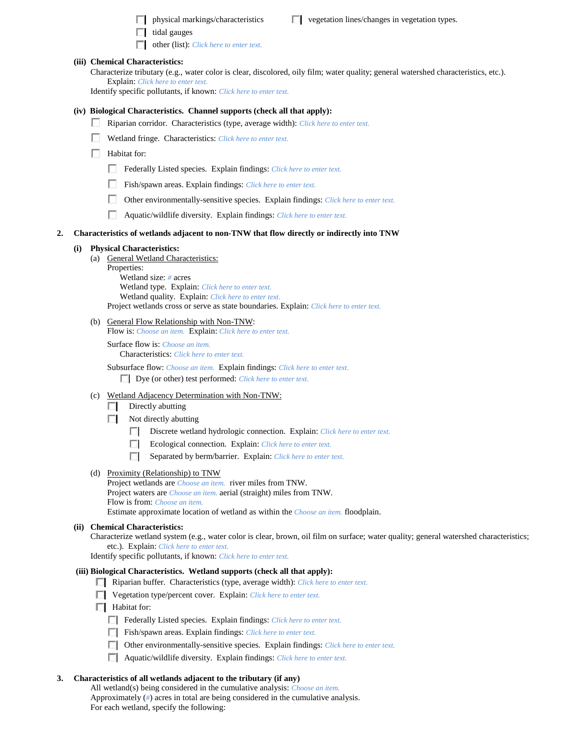- [ ] physical markings/characteristics
- [ ] vegetation lines/changes in vegetation types.
- [ ] tidal gauges
- [ ] other (list): *Click here to enter text.*

**(iii) Chemical Characteristics:**

Characterize tributary (e.g., water color is clear, discolored, oily film; water quality; general watershed characteristics, etc.). Explain: *Click here to enter text.*

Identify specific pollutants, if known: *Click here to enter text.*

**(iv) Biological Characteristics. Channel supports (check all that apply):**

- [ ] Riparian corridor. Characteristics (type, average width): *Click here to enter text.*
- [ ] Wetland fringe. Characteristics: *Click here to enter text.*
- [ ] Habitat for:
  - [ ] Federally Listed species. Explain findings: *Click here to enter text.*
  - [ ] Fish/spawn areas. Explain findings: *Click here to enter text.*
  - [ ] Other environmentally-sensitive species. Explain findings: *Click here to enter text.*
  - [ ] Aquatic/wildlife diversity. Explain findings: *Click here to enter text.*

## 2. Characteristics of wetlands adjacent to non-TNW that flow directly or indirectly into TNW

**(i) Physical Characteristics:**

(a) General Wetland Characteristics:

Properties:

Wetland size: *#* acres

Wetland type. Explain: *Click here to enter text.*

Wetland quality. Explain: *Click here to enter text.*

Project wetlands cross or serve as state boundaries. Explain: *Click here to enter text.*

(b) General Flow Relationship with Non-TNW:

Flow is: *Choose an item.* Explain: *Click here to enter text.*

Surface flow is: *Choose an item.*

Characteristics: *Click here to enter text.*

Subsurface flow: *Choose an item.* Explain findings: *Click here to enter text.*

- [ ] Dye (or other) test performed: *Click here to enter text.*

(c) Wetland Adjacency Determination with Non-TNW:

- [ ] Directly abutting
- [ ] Not directly abutting
  - [ ] Discrete wetland hydrologic connection. Explain: *Click here to enter text.*
  - [ ] Ecological connection. Explain: *Click here to enter text.*
  - [ ] Separated by berm/barrier. Explain: *Click here to enter text.*

(d) Proximity (Relationship) to TNW

Project wetlands are *Choose an item.* river miles from TNW.

Project waters are *Choose an item.* aerial (straight) miles from TNW.

Flow is from: *Choose an item.*

Estimate approximate location of wetland as within the *Choose an item.* floodplain.

**(ii) Chemical Characteristics:**

Characterize wetland system (e.g., water color is clear, brown, oil film on surface; water quality; general watershed characteristics; etc.). Explain: *Click here to enter text.*

Identify specific pollutants, if known: *Click here to enter text.*

**(iii) Biological Characteristics. Wetland supports (check all that apply):**

- [ ] Riparian buffer. Characteristics (type, average width): *Click here to enter text.*
- [ ] Vegetation type/percent cover. Explain: *Click here to enter text.*
- [ ] Habitat for:
  - [ ] Federally Listed species. Explain findings: *Click here to enter text.*
  - [ ] Fish/spawn areas. Explain findings: *Click here to enter text.*
  - [ ] Other environmentally-sensitive species. Explain findings: *Click here to enter text.*
  - [ ] Aquatic/wildlife diversity. Explain findings: *Click here to enter text.*

## 3. Characteristics of all wetlands adjacent to the tributary (if any)

All wetland(s) being considered in the cumulative analysis: *Choose an item.*

Approximately (*#*) acres in total are being considered in the cumulative analysis.

For each wetland, specify the following: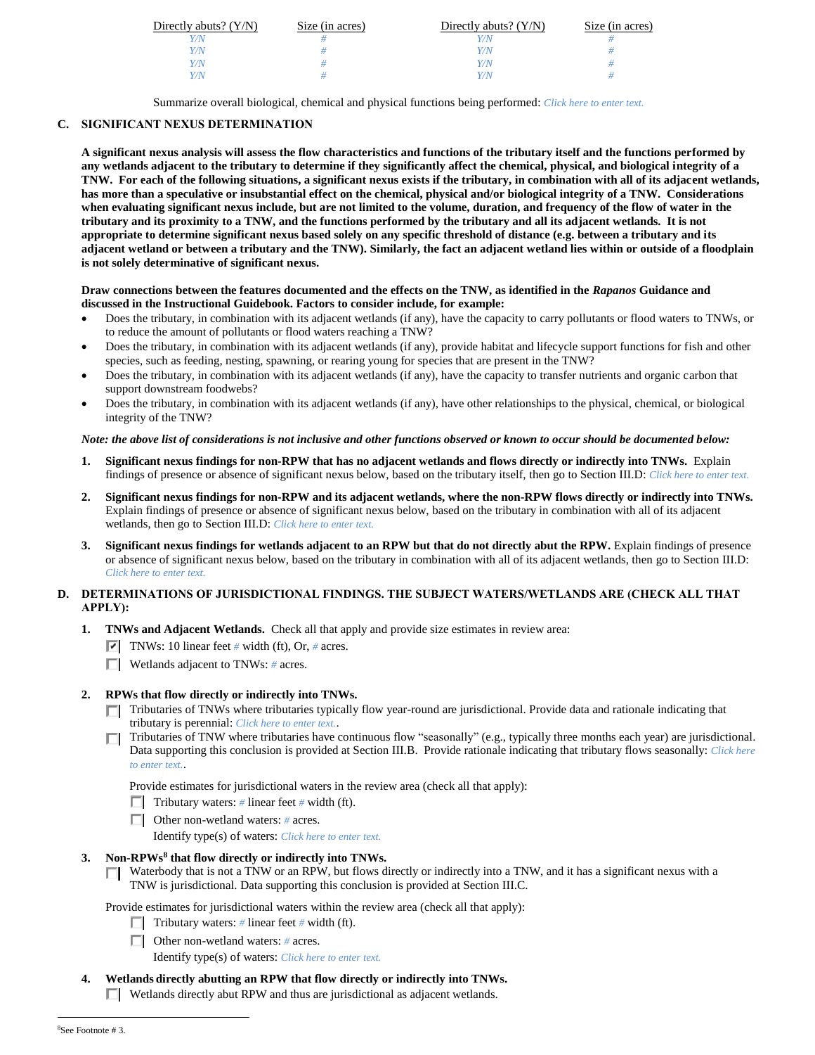| Directly abuts? (Y/N) | Size (in acres) | Directly abuts? (Y/N) | Size (in acres) |
|---|---|---|---|
| Y/N | # | Y/N | # |
| Y/N | # | Y/N | # |
| Y/N | # | Y/N | # |
| Y/N | # | Y/N | # |

Summarize overall biological, chemical and physical functions being performed: *Click here to enter text.*

## C. SIGNIFICANT NEXUS DETERMINATION

**A significant nexus analysis will assess the flow characteristics and functions of the tributary itself and the functions performed by any wetlands adjacent to the tributary to determine if they significantly affect the chemical, physical, and biological integrity of a TNW. For each of the following situations, a significant nexus exists if the tributary, in combination with all of its adjacent wetlands, has more than a speculative or insubstantial effect on the chemical, physical and/or biological integrity of a TNW. Considerations when evaluating significant nexus include, but are not limited to the volume, duration, and frequency of the flow of water in the tributary and its proximity to a TNW, and the functions performed by the tributary and all its adjacent wetlands. It is not appropriate to determine significant nexus based solely on any specific threshold of distance (e.g. between a tributary and its adjacent wetland or between a tributary and the TNW). Similarly, the fact an adjacent wetland lies within or outside of a floodplain is not solely determinative of significant nexus.**

**Draw connections between the features documented and the effects on the TNW, as identified in the *Rapanos* Guidance and discussed in the Instructional Guidebook. Factors to consider include, for example:**

- Does the tributary, in combination with its adjacent wetlands (if any), have the capacity to carry pollutants or flood waters to TNWs, or to reduce the amount of pollutants or flood waters reaching a TNW?
- Does the tributary, in combination with its adjacent wetlands (if any), provide habitat and lifecycle support functions for fish and other species, such as feeding, nesting, spawning, or rearing young for species that are present in the TNW?
- Does the tributary, in combination with its adjacent wetlands (if any), have the capacity to transfer nutrients and organic carbon that support downstream foodwebs?
- Does the tributary, in combination with its adjacent wetlands (if any), have other relationships to the physical, chemical, or biological integrity of the TNW?

***Note: the above list of considerations is not inclusive and other functions observed or known to occur should be documented below:***

1. **Significant nexus findings for non-RPW that has no adjacent wetlands and flows directly or indirectly into TNWs.** Explain findings of presence or absence of significant nexus below, based on the tributary itself, then go to Section III.D: *Click here to enter text.*

2. **Significant nexus findings for non-RPW and its adjacent wetlands, where the non-RPW flows directly or indirectly into TNWs.** Explain findings of presence or absence of significant nexus below, based on the tributary in combination with all of its adjacent wetlands, then go to Section III.D: *Click here to enter text.*

3. **Significant nexus findings for wetlands adjacent to an RPW but that do not directly abut the RPW.** Explain findings of presence or absence of significant nexus below, based on the tributary in combination with all of its adjacent wetlands, then go to Section III.D: *Click here to enter text.*

## D. DETERMINATIONS OF JURISDICTIONAL FINDINGS. THE SUBJECT WATERS/WETLANDS ARE (CHECK ALL THAT APPLY):

1. **TNWs and Adjacent Wetlands.** Check all that apply and provide size estimates in review area:
   - ☑ TNWs: 10 linear feet *#* width (ft), Or, *#* acres.
   - ☐ Wetlands adjacent to TNWs: *#* acres.

2. **RPWs that flow directly or indirectly into TNWs.**
   - ☐ Tributaries of TNWs where tributaries typically flow year-round are jurisdictional. Provide data and rationale indicating that tributary is perennial: *Click here to enter text.*.
   - ☐ Tributaries of TNW where tributaries have continuous flow "seasonally" (e.g., typically three months each year) are jurisdictional. Data supporting this conclusion is provided at Section III.B. Provide rationale indicating that tributary flows seasonally: *Click here to enter text.*.

   Provide estimates for jurisdictional waters in the review area (check all that apply):
   - ☐ Tributary waters: *#* linear feet *#* width (ft).
   - ☐ Other non-wetland waters: *#* acres.
     Identify type(s) of waters: *Click here to enter text.*

3. **Non-RPWs[8] that flow directly or indirectly into TNWs.**
   - ☐ Waterbody that is not a TNW or an RPW, but flows directly or indirectly into a TNW, and it has a significant nexus with a TNW is jurisdictional. Data supporting this conclusion is provided at Section III.C.

   Provide estimates for jurisdictional waters within the review area (check all that apply):
   - ☐ Tributary waters: *#* linear feet *#* width (ft).
   - ☐ Other non-wetland waters: *#* acres.
     Identify type(s) of waters: *Click here to enter text.*

4. **Wetlands directly abutting an RPW that flow directly or indirectly into TNWs.**
   - ☐ Wetlands directly abut RPW and thus are jurisdictional as adjacent wetlands.

[8]See Footnote # 3.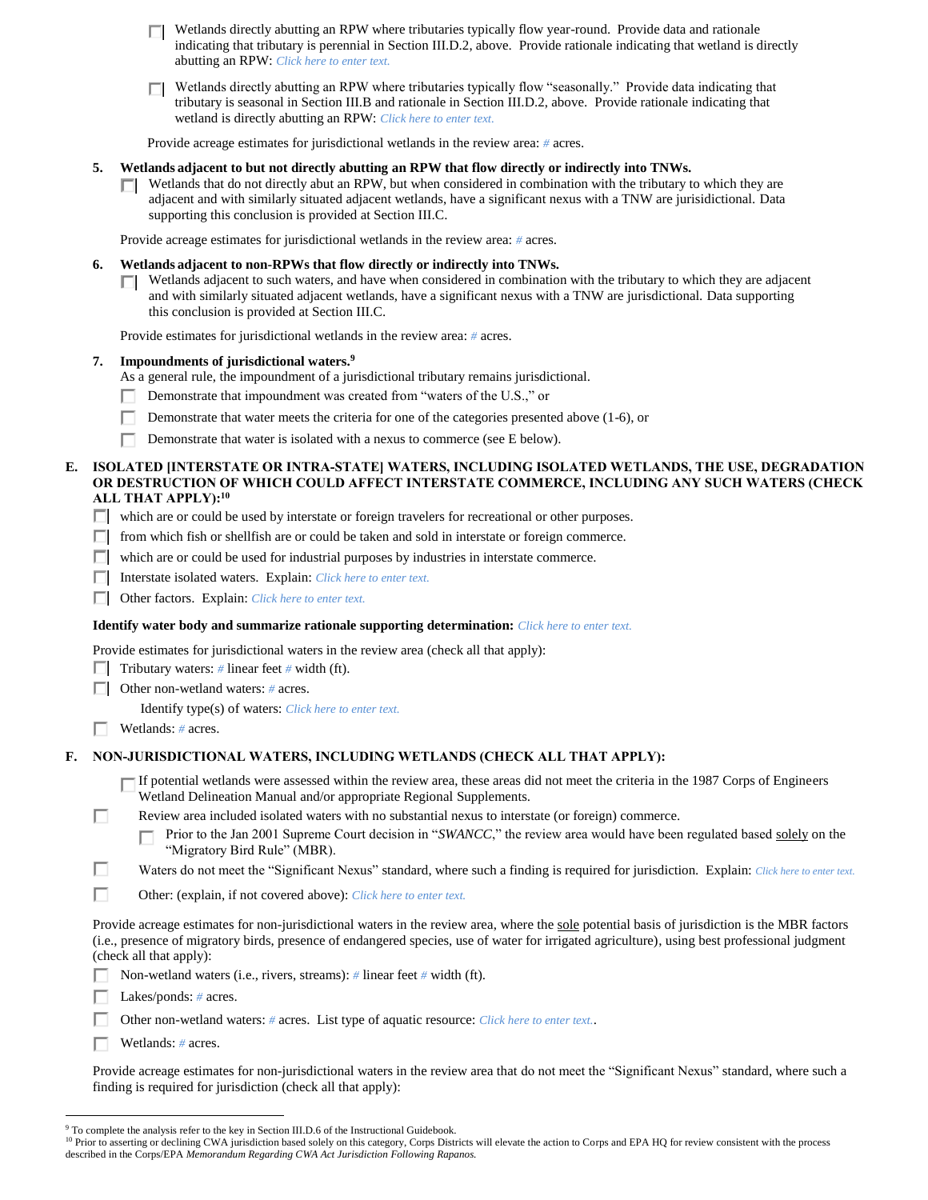- ☐ Wetlands directly abutting an RPW where tributaries typically flow year-round. Provide data and rationale indicating that tributary is perennial in Section III.D.2, above. Provide rationale indicating that wetland is directly abutting an RPW: *Click here to enter text.*

- ☐ Wetlands directly abutting an RPW where tributaries typically flow "seasonally." Provide data indicating that tributary is seasonal in Section III.B and rationale in Section III.D.2, above. Provide rationale indicating that wetland is directly abutting an RPW: *Click here to enter text.*

Provide acreage estimates for jurisdictional wetlands in the review area: # acres.

**5. Wetlands adjacent to but not directly abutting an RPW that flow directly or indirectly into TNWs.**

- ☐ Wetlands that do not directly abut an RPW, but when considered in combination with the tributary to which they are adjacent and with similarly situated adjacent wetlands, have a significant nexus with a TNW are jurisidictional. Data supporting this conclusion is provided at Section III.C.

Provide acreage estimates for jurisdictional wetlands in the review area: # acres.

**6. Wetlands adjacent to non-RPWs that flow directly or indirectly into TNWs.**

- ☐ Wetlands adjacent to such waters, and have when considered in combination with the tributary to which they are adjacent and with similarly situated adjacent wetlands, have a significant nexus with a TNW are jurisdictional. Data supporting this conclusion is provided at Section III.C.

Provide estimates for jurisdictional wetlands in the review area: # acres.

**7. Impoundments of jurisdictional waters.**[9]

As a general rule, the impoundment of a jurisdictional tributary remains jurisdictional.

- ☐ Demonstrate that impoundment was created from "waters of the U.S.," or
- ☐ Demonstrate that water meets the criteria for one of the categories presented above (1-6), or
- ☐ Demonstrate that water is isolated with a nexus to commerce (see E below).

## E. ISOLATED [INTERSTATE OR INTRA-STATE] WATERS, INCLUDING ISOLATED WETLANDS, THE USE, DEGRADATION OR DESTRUCTION OF WHICH COULD AFFECT INTERSTATE COMMERCE, INCLUDING ANY SUCH WATERS (CHECK ALL THAT APPLY):[10]

- ☐ which are or could be used by interstate or foreign travelers for recreational or other purposes.
- ☐ from which fish or shellfish are or could be taken and sold in interstate or foreign commerce.
- ☐ which are or could be used for industrial purposes by industries in interstate commerce.
- ☐ Interstate isolated waters. Explain: *Click here to enter text.*
- ☐ Other factors. Explain: *Click here to enter text.*

**Identify water body and summarize rationale supporting determination:** *Click here to enter text.*

Provide estimates for jurisdictional waters in the review area (check all that apply):

- ☐ Tributary waters: # linear feet # width (ft).
- ☐ Other non-wetland waters: # acres.
  - Identify type(s) of waters: *Click here to enter text.*
- ☐ Wetlands: # acres.

## F. NON-JURISDICTIONAL WATERS, INCLUDING WETLANDS (CHECK ALL THAT APPLY):

- ☐ If potential wetlands were assessed within the review area, these areas did not meet the criteria in the 1987 Corps of Engineers Wetland Delineation Manual and/or appropriate Regional Supplements.
- ☐ Review area included isolated waters with no substantial nexus to interstate (or foreign) commerce.
  - ☐ Prior to the Jan 2001 Supreme Court decision in "*SWANCC*," the review area would have been regulated based solely on the "Migratory Bird Rule" (MBR).
- ☐ Waters do not meet the "Significant Nexus" standard, where such a finding is required for jurisdiction. Explain: *Click here to enter text.*
- ☐ Other: (explain, if not covered above): *Click here to enter text.*

Provide acreage estimates for non-jurisdictional waters in the review area, where the sole potential basis of jurisdiction is the MBR factors (i.e., presence of migratory birds, presence of endangered species, use of water for irrigated agriculture), using best professional judgment (check all that apply):

- ☐ Non-wetland waters (i.e., rivers, streams): # linear feet # width (ft).
- ☐ Lakes/ponds: # acres.
- ☐ Other non-wetland waters: # acres. List type of aquatic resource: *Click here to enter text.*.
- ☐ Wetlands: # acres.

Provide acreage estimates for non-jurisdictional waters in the review area that do not meet the "Significant Nexus" standard, where such a finding is required for jurisdiction (check all that apply):

---

[9] To complete the analysis refer to the key in Section III.D.6 of the Instructional Guidebook.

[10] Prior to asserting or declining CWA jurisdiction based solely on this category, Corps Districts will elevate the action to Corps and EPA HQ for review consistent with the process described in the Corps/EPA *Memorandum Regarding CWA Act Jurisdiction Following Rapanos.*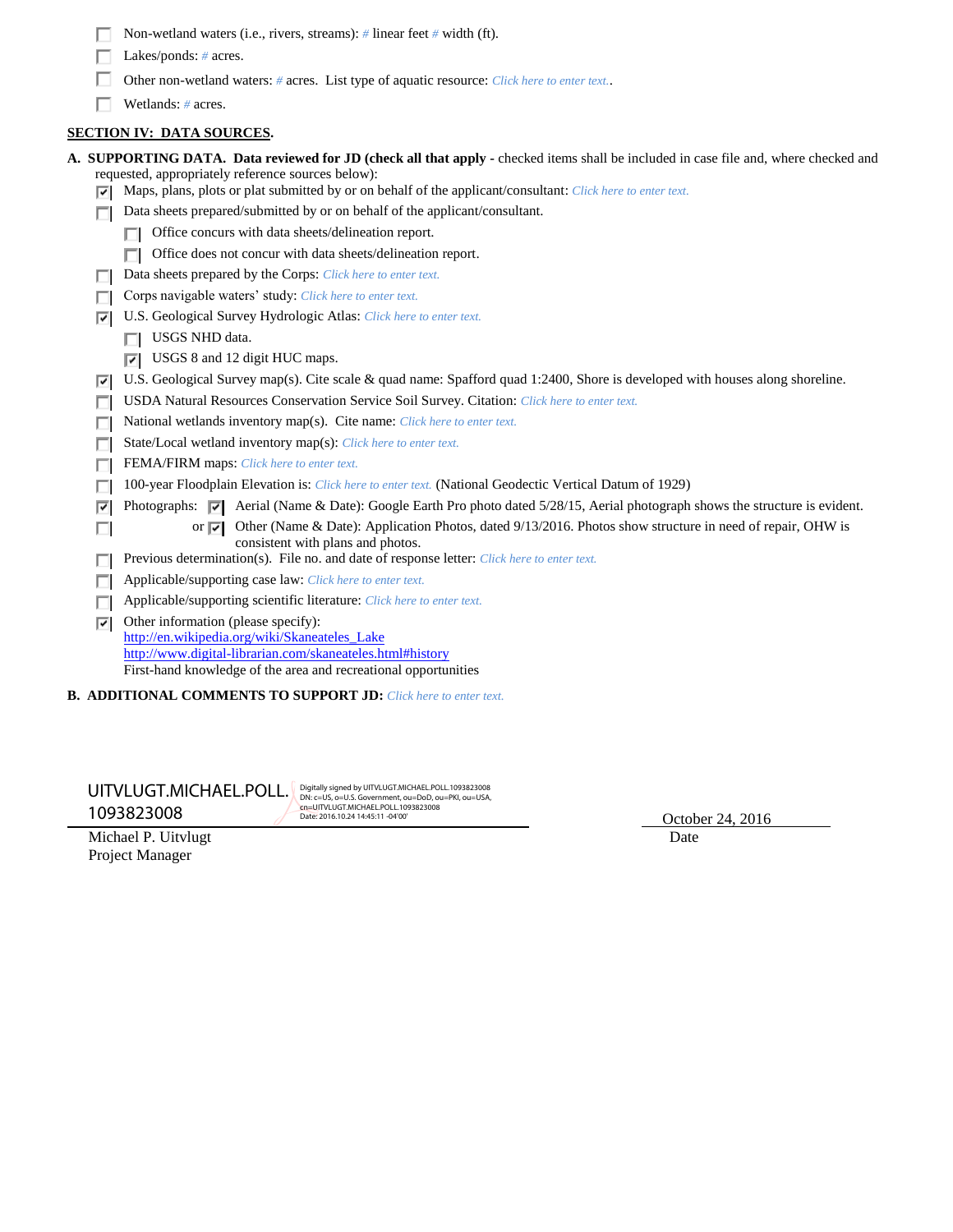- [ ] Non-wetland waters (i.e., rivers, streams): # linear feet # width (ft).
- [ ] Lakes/ponds: # acres.
- [ ] Other non-wetland waters: # acres. List type of aquatic resource: Click here to enter text..
- [ ] Wetlands: # acres.

**SECTION IV: DATA SOURCES.**

**A. SUPPORTING DATA. Data reviewed for JD (check all that apply** - checked items shall be included in case file and, where checked and requested, appropriately reference sources below):

- [x] Maps, plans, plots or plat submitted by or on behalf of the applicant/consultant: Click here to enter text.
- [ ] Data sheets prepared/submitted by or on behalf of the applicant/consultant.
  - [ ] Office concurs with data sheets/delineation report.
  - [ ] Office does not concur with data sheets/delineation report.
- [ ] Data sheets prepared by the Corps: Click here to enter text.
- [ ] Corps navigable waters' study: Click here to enter text.
- [x] U.S. Geological Survey Hydrologic Atlas: Click here to enter text.
  - [ ] USGS NHD data.
  - [x] USGS 8 and 12 digit HUC maps.
- [x] U.S. Geological Survey map(s). Cite scale & quad name: Spafford quad 1:2400, Shore is developed with houses along shoreline.
- [ ] USDA Natural Resources Conservation Service Soil Survey. Citation: Click here to enter text.
- [ ] National wetlands inventory map(s). Cite name: Click here to enter text.
- [ ] State/Local wetland inventory map(s): Click here to enter text.
- [ ] FEMA/FIRM maps: Click here to enter text.
- [ ] 100-year Floodplain Elevation is: Click here to enter text. (National Geodectic Vertical Datum of 1929)
- [x] Photographs: [x] Aerial (Name & Date): Google Earth Pro photo dated 5/28/15, Aerial photograph shows the structure is evident.
- [ ] or [x] Other (Name & Date): Application Photos, dated 9/13/2016. Photos show structure in need of repair, OHW is consistent with plans and photos.
- [ ] Previous determination(s). File no. and date of response letter: Click here to enter text.
- [ ] Applicable/supporting case law: Click here to enter text.
- [ ] Applicable/supporting scientific literature: Click here to enter text.
- [x] Other information (please specify):
  http://en.wikipedia.org/wiki/Skaneateles_Lake
  http://www.digital-librarian.com/skaneateles.html#history
  First-hand knowledge of the area and recreational opportunities

**B. ADDITIONAL COMMENTS TO SUPPORT JD:** Click here to enter text.

UITVLUGT.MICHAEL.POLL.1093823008
Digitally signed by UITVLUGT.MICHAEL.POLL.1093823008
DN: c=US, o=U.S. Government, ou=DoD, ou=PKI, ou=USA, cn=UITVLUGT.MICHAEL.POLL.1093823008
Date: 2016.10.24 14:45:11 -04'00'

Michael P. Uitvlugt
Project Manager

October 24, 2016
Date